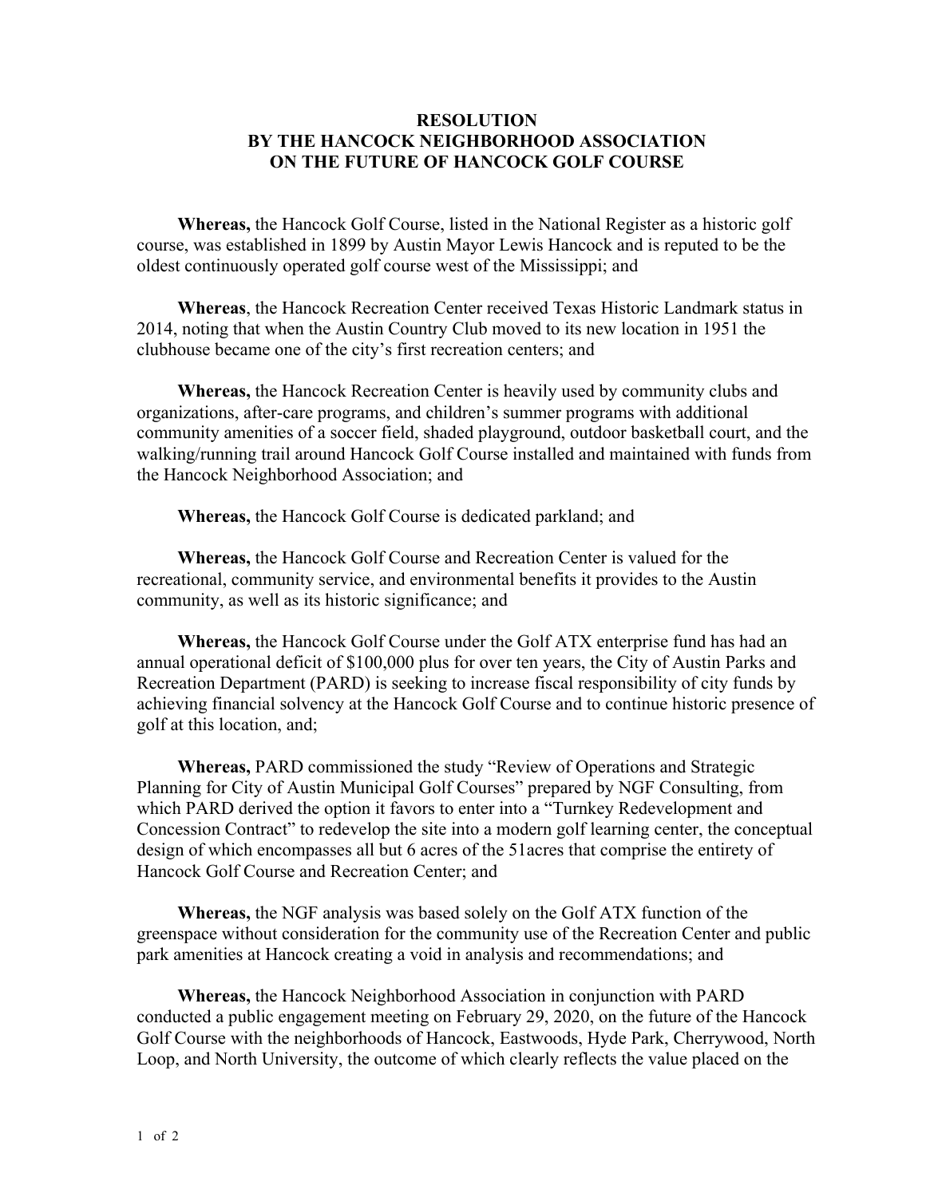# RESOLUTION
# BY THE HANCOCK NEIGHBORHOOD ASSOCIATION
# ON THE FUTURE OF HANCOCK GOLF COURSE

**Whereas,** the Hancock Golf Course, listed in the National Register as a historic golf course, was established in 1899 by Austin Mayor Lewis Hancock and is reputed to be the oldest continuously operated golf course west of the Mississippi; and

**Whereas**, the Hancock Recreation Center received Texas Historic Landmark status in 2014, noting that when the Austin Country Club moved to its new location in 1951 the clubhouse became one of the city's first recreation centers; and

**Whereas,** the Hancock Recreation Center is heavily used by community clubs and organizations, after-care programs, and children's summer programs with additional community amenities of a soccer field, shaded playground, outdoor basketball court, and the walking/running trail around Hancock Golf Course installed and maintained with funds from the Hancock Neighborhood Association; and

**Whereas,** the Hancock Golf Course is dedicated parkland; and

**Whereas,** the Hancock Golf Course and Recreation Center is valued for the recreational, community service, and environmental benefits it provides to the Austin community, as well as its historic significance; and

**Whereas,** the Hancock Golf Course under the Golf ATX enterprise fund has had an annual operational deficit of $100,000 plus for over ten years, the City of Austin Parks and Recreation Department (PARD) is seeking to increase fiscal responsibility of city funds by achieving financial solvency at the Hancock Golf Course and to continue historic presence of golf at this location, and;

**Whereas,** PARD commissioned the study "Review of Operations and Strategic Planning for City of Austin Municipal Golf Courses" prepared by NGF Consulting, from which PARD derived the option it favors to enter into a "Turnkey Redevelopment and Concession Contract" to redevelop the site into a modern golf learning center, the conceptual design of which encompasses all but 6 acres of the 51acres that comprise the entirety of Hancock Golf Course and Recreation Center; and

**Whereas,** the NGF analysis was based solely on the Golf ATX function of the greenspace without consideration for the community use of the Recreation Center and public park amenities at Hancock creating a void in analysis and recommendations; and

**Whereas,** the Hancock Neighborhood Association in conjunction with PARD conducted a public engagement meeting on February 29, 2020, on the future of the Hancock Golf Course with the neighborhoods of Hancock, Eastwoods, Hyde Park, Cherrywood, North Loop, and North University, the outcome of which clearly reflects the value placed on the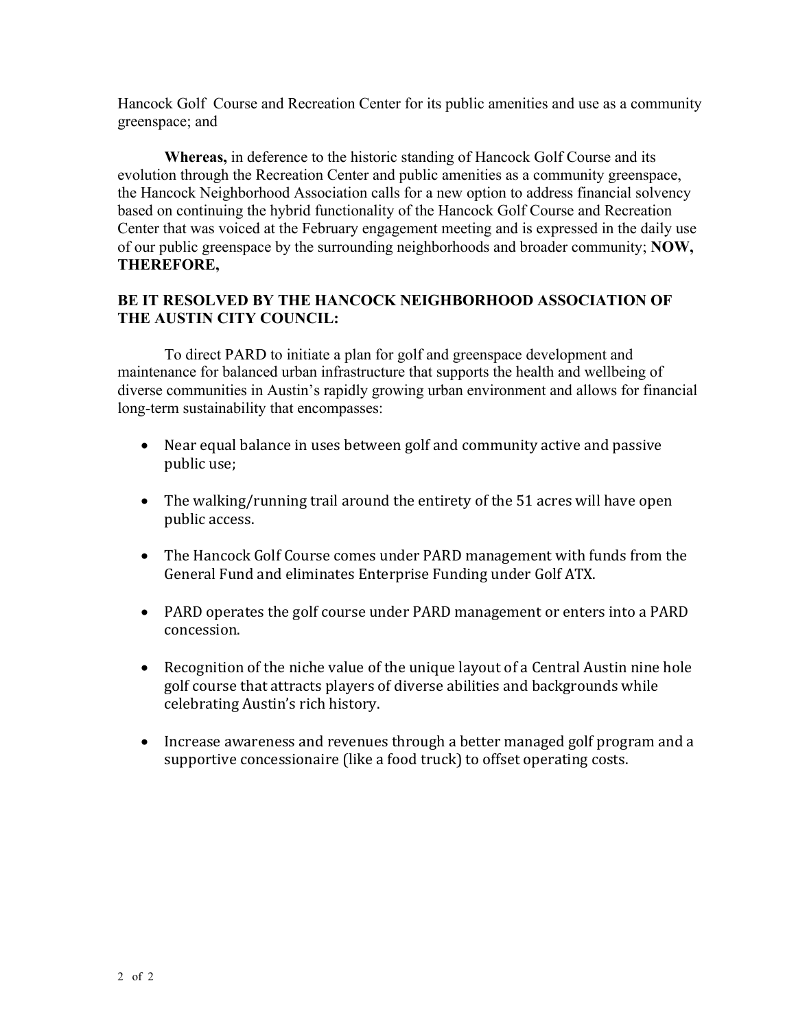Hancock Golf  Course and Recreation Center for its public amenities and use as a community greenspace; and

**Whereas,** in deference to the historic standing of Hancock Golf Course and its evolution through the Recreation Center and public amenities as a community greenspace, the Hancock Neighborhood Association calls for a new option to address financial solvency based on continuing the hybrid functionality of the Hancock Golf Course and Recreation Center that was voiced at the February engagement meeting and is expressed in the daily use of our public greenspace by the surrounding neighborhoods and broader community; **NOW, THEREFORE,**

**BE IT RESOLVED BY THE HANCOCK NEIGHBORHOOD ASSOCIATION OF THE AUSTIN CITY COUNCIL:**

To direct PARD to initiate a plan for golf and greenspace development and maintenance for balanced urban infrastructure that supports the health and wellbeing of diverse communities in Austin's rapidly growing urban environment and allows for financial long-term sustainability that encompasses:

- Near equal balance in uses between golf and community active and passive public use;
- The walking/running trail around the entirety of the 51 acres will have open public access.
- The Hancock Golf Course comes under PARD management with funds from the General Fund and eliminates Enterprise Funding under Golf ATX.
- PARD operates the golf course under PARD management or enters into a PARD concession.
- Recognition of the niche value of the unique layout of a Central Austin nine hole golf course that attracts players of diverse abilities and backgrounds while celebrating Austin's rich history.
- Increase awareness and revenues through a better managed golf program and a supportive concessionaire (like a food truck) to offset operating costs.